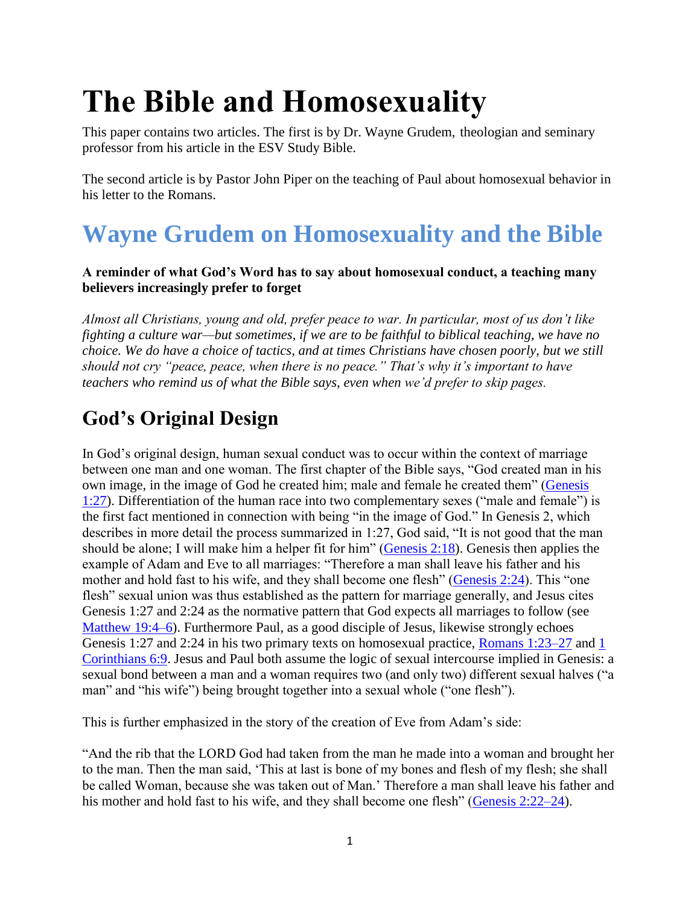# The Bible and Homosexuality

This paper contains two articles. The first is by Dr. Wayne Grudem, theologian and seminary professor from his article in the ESV Study Bible.

The second article is by Pastor John Piper on the teaching of Paul about homosexual behavior in his letter to the Romans.

## Wayne Grudem on Homosexuality and the Bible

**A reminder of what God's Word has to say about homosexual conduct, a teaching many believers increasingly prefer to forget**

*Almost all Christians, young and old, prefer peace to war. In particular, most of us don't like fighting a culture war—but sometimes, if we are to be faithful to biblical teaching, we have no choice. We do have a choice of tactics, and at times Christians have chosen poorly, but we still should not cry "peace, peace, when there is no peace." That's why it's important to have teachers who remind us of what the Bible says, even when we'd prefer to skip pages.*

### God's Original Design

In God's original design, human sexual conduct was to occur within the context of marriage between one man and one woman. The first chapter of the Bible says, "God created man in his own image, in the image of God he created him; male and female he created them" (Genesis 1:27). Differentiation of the human race into two complementary sexes ("male and female") is the first fact mentioned in connection with being "in the image of God." In Genesis 2, which describes in more detail the process summarized in 1:27, God said, "It is not good that the man should be alone; I will make him a helper fit for him" (Genesis 2:18). Genesis then applies the example of Adam and Eve to all marriages: "Therefore a man shall leave his father and his mother and hold fast to his wife, and they shall become one flesh" (Genesis 2:24). This "one flesh" sexual union was thus established as the pattern for marriage generally, and Jesus cites Genesis 1:27 and 2:24 as the normative pattern that God expects all marriages to follow (see Matthew 19:4–6). Furthermore Paul, as a good disciple of Jesus, likewise strongly echoes Genesis 1:27 and 2:24 in his two primary texts on homosexual practice, Romans 1:23–27 and 1 Corinthians 6:9. Jesus and Paul both assume the logic of sexual intercourse implied in Genesis: a sexual bond between a man and a woman requires two (and only two) different sexual halves ("a man" and "his wife") being brought together into a sexual whole ("one flesh").

This is further emphasized in the story of the creation of Eve from Adam's side:

"And the rib that the LORD God had taken from the man he made into a woman and brought her to the man. Then the man said, 'This at last is bone of my bones and flesh of my flesh; she shall be called Woman, because she was taken out of Man.' Therefore a man shall leave his father and his mother and hold fast to his wife, and they shall become one flesh" (Genesis 2:22–24).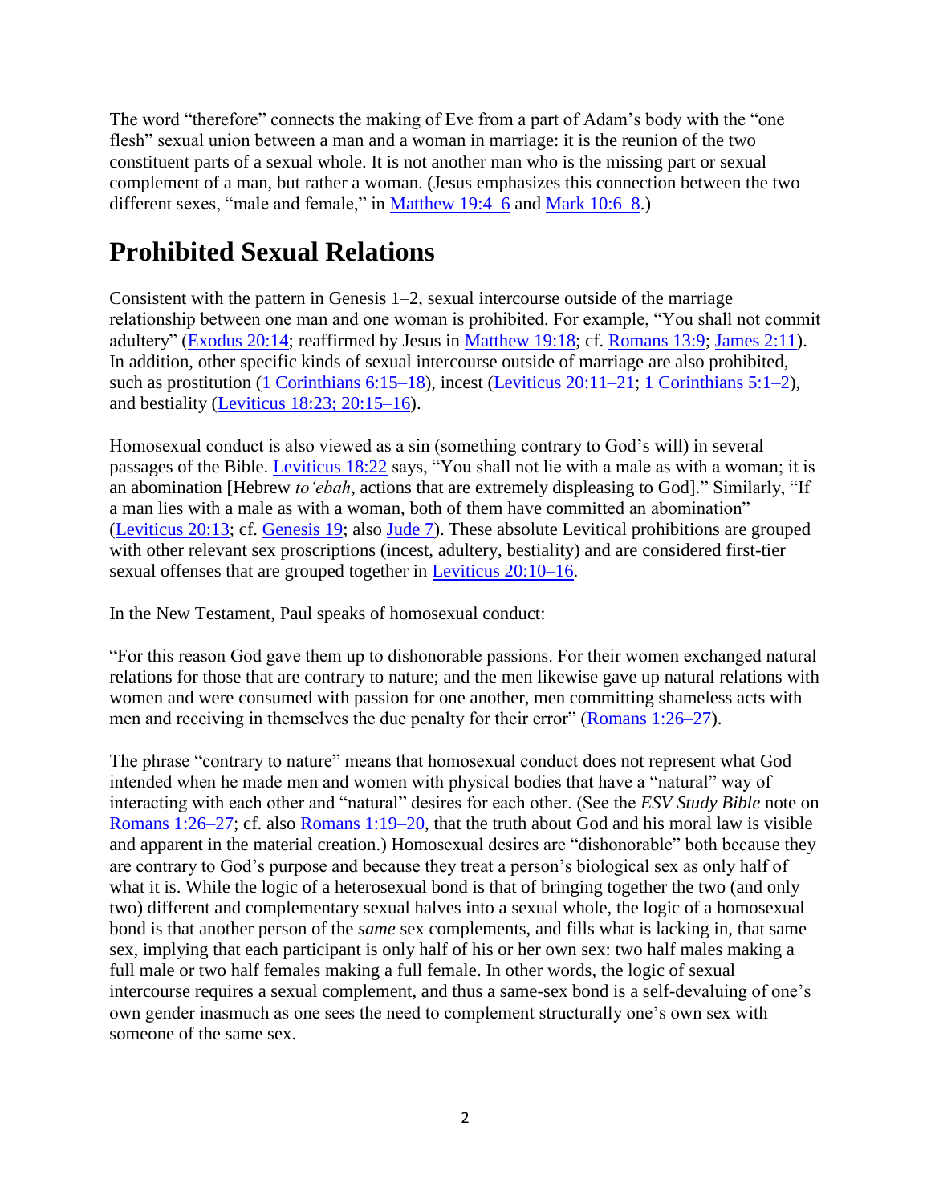The word "therefore" connects the making of Eve from a part of Adam's body with the "one flesh" sexual union between a man and a woman in marriage: it is the reunion of the two constituent parts of a sexual whole. It is not another man who is the missing part or sexual complement of a man, but rather a woman. (Jesus emphasizes this connection between the two different sexes, "male and female," in Matthew 19:4–6 and Mark 10:6–8.)

# Prohibited Sexual Relations

Consistent with the pattern in Genesis 1–2, sexual intercourse outside of the marriage relationship between one man and one woman is prohibited. For example, "You shall not commit adultery" (Exodus 20:14; reaffirmed by Jesus in Matthew 19:18; cf. Romans 13:9; James 2:11). In addition, other specific kinds of sexual intercourse outside of marriage are also prohibited, such as prostitution (1 Corinthians 6:15–18), incest (Leviticus 20:11–21; 1 Corinthians 5:1–2), and bestiality (Leviticus 18:23; 20:15–16).

Homosexual conduct is also viewed as a sin (something contrary to God's will) in several passages of the Bible. Leviticus 18:22 says, "You shall not lie with a male as with a woman; it is an abomination [Hebrew *to'ebah*, actions that are extremely displeasing to God]." Similarly, "If a man lies with a male as with a woman, both of them have committed an abomination" (Leviticus 20:13; cf. Genesis 19; also Jude 7). These absolute Levitical prohibitions are grouped with other relevant sex proscriptions (incest, adultery, bestiality) and are considered first-tier sexual offenses that are grouped together in Leviticus 20:10–16.

In the New Testament, Paul speaks of homosexual conduct:

"For this reason God gave them up to dishonorable passions. For their women exchanged natural relations for those that are contrary to nature; and the men likewise gave up natural relations with women and were consumed with passion for one another, men committing shameless acts with men and receiving in themselves the due penalty for their error" (Romans 1:26–27).

The phrase "contrary to nature" means that homosexual conduct does not represent what God intended when he made men and women with physical bodies that have a "natural" way of interacting with each other and "natural" desires for each other. (See the *ESV Study Bible* note on Romans 1:26–27; cf. also Romans 1:19–20, that the truth about God and his moral law is visible and apparent in the material creation.) Homosexual desires are "dishonorable" both because they are contrary to God's purpose and because they treat a person's biological sex as only half of what it is. While the logic of a heterosexual bond is that of bringing together the two (and only two) different and complementary sexual halves into a sexual whole, the logic of a homosexual bond is that another person of the *same* sex complements, and fills what is lacking in, that same sex, implying that each participant is only half of his or her own sex: two half males making a full male or two half females making a full female. In other words, the logic of sexual intercourse requires a sexual complement, and thus a same-sex bond is a self-devaluing of one's own gender inasmuch as one sees the need to complement structurally one's own sex with someone of the same sex.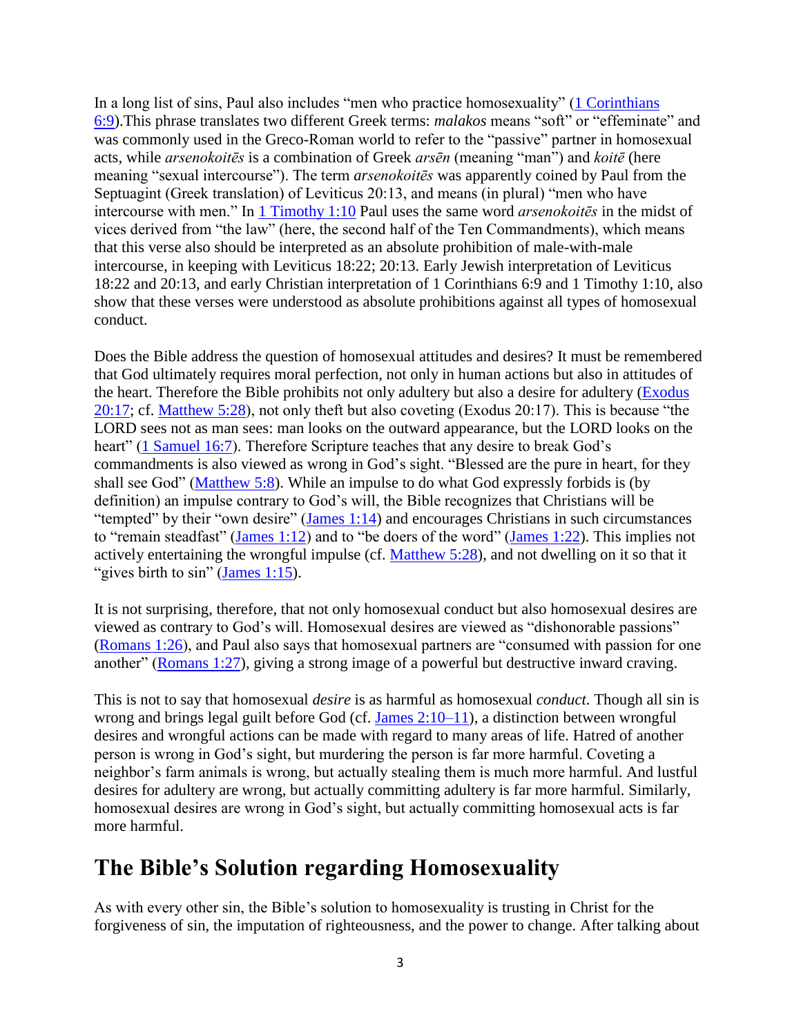In a long list of sins, Paul also includes “men who practice homosexuality” (1 Corinthians 6:9).This phrase translates two different Greek terms: *malakos* means “soft” or “effeminate” and was commonly used in the Greco-Roman world to refer to the “passive” partner in homosexual acts, while *arsenokoitēs* is a combination of Greek *arsēn* (meaning “man”) and *koitē* (here meaning “sexual intercourse”). The term *arsenokoitēs* was apparently coined by Paul from the Septuagint (Greek translation) of Leviticus 20:13, and means (in plural) “men who have intercourse with men.” In 1 Timothy 1:10 Paul uses the same word *arsenokoitēs* in the midst of vices derived from “the law” (here, the second half of the Ten Commandments), which means that this verse also should be interpreted as an absolute prohibition of male-with-male intercourse, in keeping with Leviticus 18:22; 20:13. Early Jewish interpretation of Leviticus 18:22 and 20:13, and early Christian interpretation of 1 Corinthians 6:9 and 1 Timothy 1:10, also show that these verses were understood as absolute prohibitions against all types of homosexual conduct.

Does the Bible address the question of homosexual attitudes and desires? It must be remembered that God ultimately requires moral perfection, not only in human actions but also in attitudes of the heart. Therefore the Bible prohibits not only adultery but also a desire for adultery (Exodus 20:17; cf. Matthew 5:28), not only theft but also coveting (Exodus 20:17). This is because “the LORD sees not as man sees: man looks on the outward appearance, but the LORD looks on the heart” (1 Samuel 16:7). Therefore Scripture teaches that any desire to break God’s commandments is also viewed as wrong in God’s sight. “Blessed are the pure in heart, for they shall see God” (Matthew 5:8). While an impulse to do what God expressly forbids is (by definition) an impulse contrary to God’s will, the Bible recognizes that Christians will be “tempted” by their “own desire” (James 1:14) and encourages Christians in such circumstances to “remain steadfast” (James 1:12) and to “be doers of the word” (James 1:22). This implies not actively entertaining the wrongful impulse (cf. Matthew 5:28), and not dwelling on it so that it “gives birth to sin” (James 1:15).

It is not surprising, therefore, that not only homosexual conduct but also homosexual desires are viewed as contrary to God’s will. Homosexual desires are viewed as “dishonorable passions” (Romans 1:26), and Paul also says that homosexual partners are “consumed with passion for one another” (Romans 1:27), giving a strong image of a powerful but destructive inward craving.

This is not to say that homosexual *desire* is as harmful as homosexual *conduct*. Though all sin is wrong and brings legal guilt before God (cf. James 2:10–11), a distinction between wrongful desires and wrongful actions can be made with regard to many areas of life. Hatred of another person is wrong in God’s sight, but murdering the person is far more harmful. Coveting a neighbor’s farm animals is wrong, but actually stealing them is much more harmful. And lustful desires for adultery are wrong, but actually committing adultery is far more harmful. Similarly, homosexual desires are wrong in God’s sight, but actually committing homosexual acts is far more harmful.

## The Bible’s Solution regarding Homosexuality

As with every other sin, the Bible’s solution to homosexuality is trusting in Christ for the forgiveness of sin, the imputation of righteousness, and the power to change. After talking about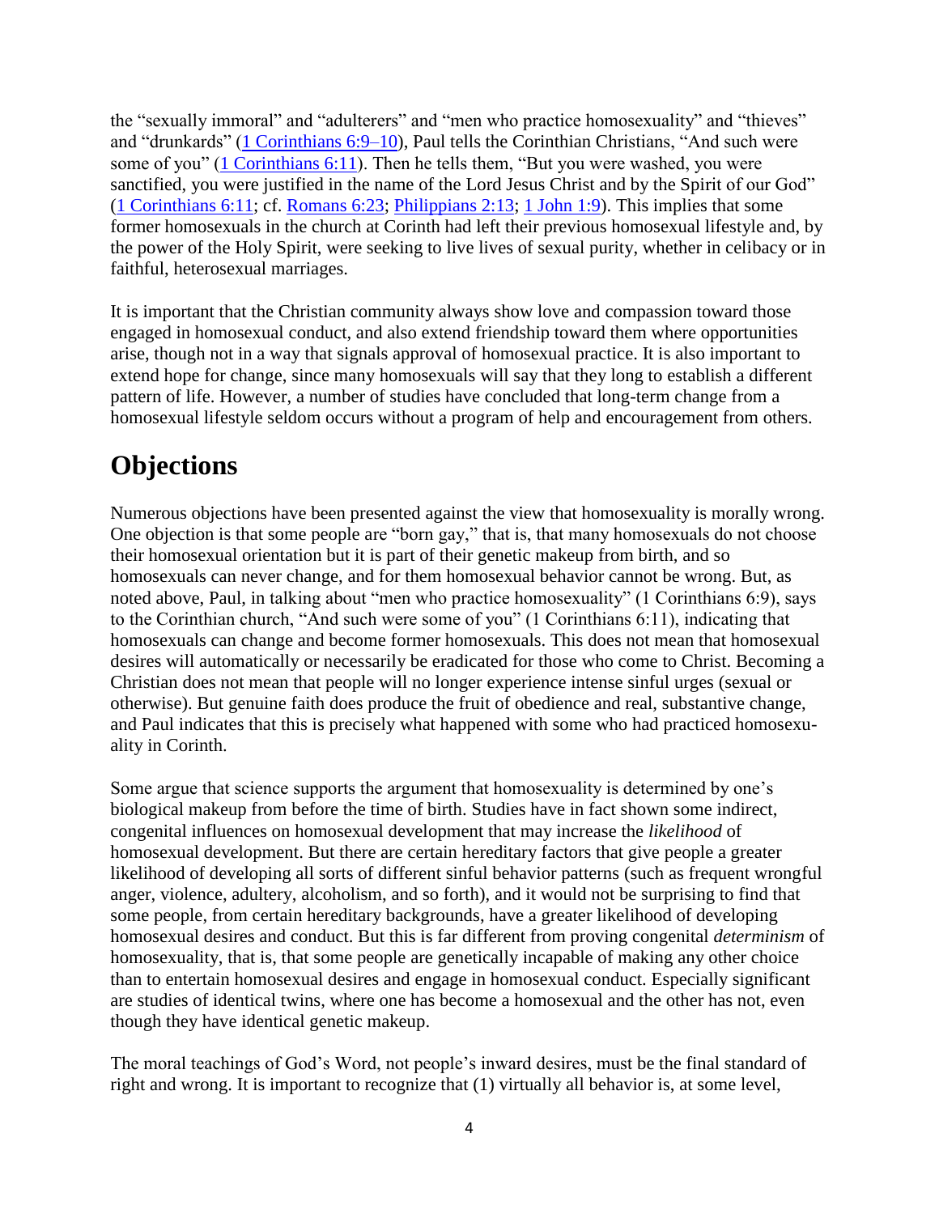the "sexually immoral" and "adulterers" and "men who practice homosexuality" and "thieves" and "drunkards" (1 Corinthians 6:9–10), Paul tells the Corinthian Christians, "And such were some of you" (1 Corinthians 6:11). Then he tells them, "But you were washed, you were sanctified, you were justified in the name of the Lord Jesus Christ and by the Spirit of our God" (1 Corinthians 6:11; cf. Romans 6:23; Philippians 2:13; 1 John 1:9). This implies that some former homosexuals in the church at Corinth had left their previous homosexual lifestyle and, by the power of the Holy Spirit, were seeking to live lives of sexual purity, whether in celibacy or in faithful, heterosexual marriages.

It is important that the Christian community always show love and compassion toward those engaged in homosexual conduct, and also extend friendship toward them where opportunities arise, though not in a way that signals approval of homosexual practice. It is also important to extend hope for change, since many homosexuals will say that they long to establish a different pattern of life. However, a number of studies have concluded that long-term change from a homosexual lifestyle seldom occurs without a program of help and encouragement from others.

# Objections

Numerous objections have been presented against the view that homosexuality is morally wrong. One objection is that some people are "born gay," that is, that many homosexuals do not choose their homosexual orientation but it is part of their genetic makeup from birth, and so homosexuals can never change, and for them homosexual behavior cannot be wrong. But, as noted above, Paul, in talking about "men who practice homosexuality" (1 Corinthians 6:9), says to the Corinthian church, "And such were some of you" (1 Corinthians 6:11), indicating that homosexuals can change and become former homosexuals. This does not mean that homosexual desires will automatically or necessarily be eradicated for those who come to Christ. Becoming a Christian does not mean that people will no longer experience intense sinful urges (sexual or otherwise). But genuine faith does produce the fruit of obedience and real, substantive change, and Paul indicates that this is precisely what happened with some who had practiced homosexuality in Corinth.

Some argue that science supports the argument that homosexuality is determined by one's biological makeup from before the time of birth. Studies have in fact shown some indirect, congenital influences on homosexual development that may increase the *likelihood* of homosexual development. But there are certain hereditary factors that give people a greater likelihood of developing all sorts of different sinful behavior patterns (such as frequent wrongful anger, violence, adultery, alcoholism, and so forth), and it would not be surprising to find that some people, from certain hereditary backgrounds, have a greater likelihood of developing homosexual desires and conduct. But this is far different from proving congenital *determinism* of homosexuality, that is, that some people are genetically incapable of making any other choice than to entertain homosexual desires and engage in homosexual conduct. Especially significant are studies of identical twins, where one has become a homosexual and the other has not, even though they have identical genetic makeup.

The moral teachings of God's Word, not people's inward desires, must be the final standard of right and wrong. It is important to recognize that (1) virtually all behavior is, at some level,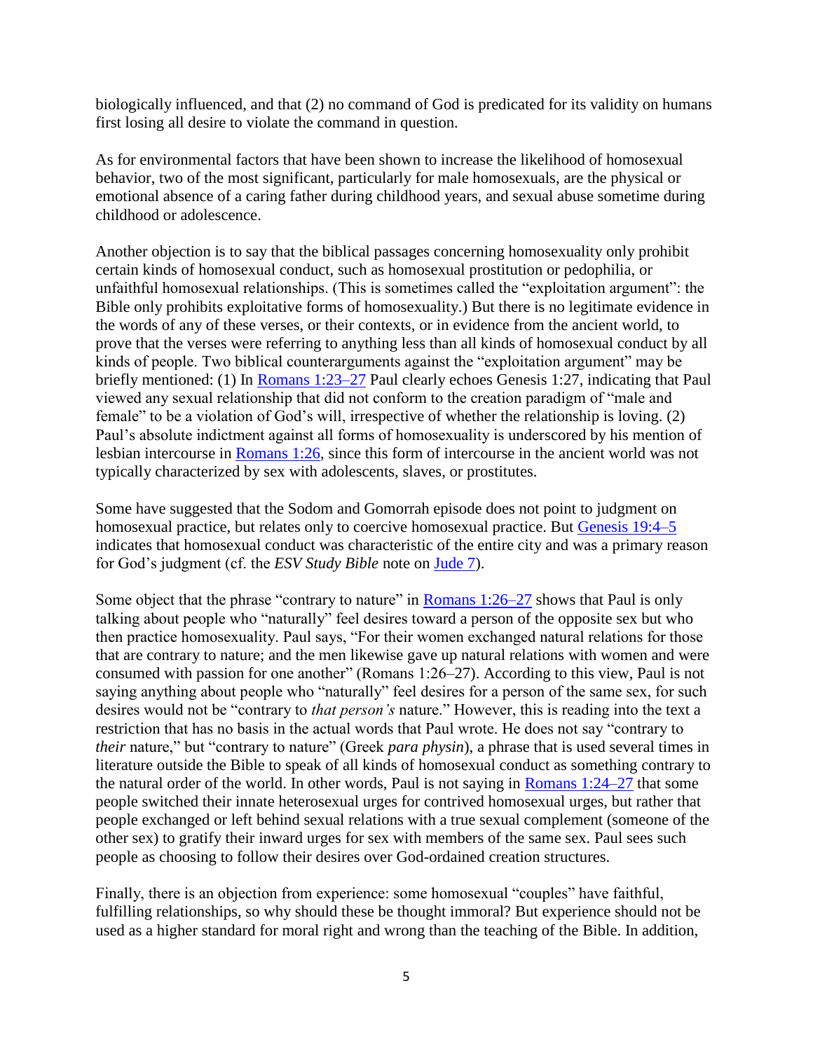biologically influenced, and that (2) no command of God is predicated for its validity on humans first losing all desire to violate the command in question.

As for environmental factors that have been shown to increase the likelihood of homosexual behavior, two of the most significant, particularly for male homosexuals, are the physical or emotional absence of a caring father during childhood years, and sexual abuse sometime during childhood or adolescence.

Another objection is to say that the biblical passages concerning homosexuality only prohibit certain kinds of homosexual conduct, such as homosexual prostitution or pedophilia, or unfaithful homosexual relationships. (This is sometimes called the "exploitation argument": the Bible only prohibits exploitative forms of homosexuality.) But there is no legitimate evidence in the words of any of these verses, or their contexts, or in evidence from the ancient world, to prove that the verses were referring to anything less than all kinds of homosexual conduct by all kinds of people. Two biblical counterarguments against the "exploitation argument" may be briefly mentioned: (1) In Romans 1:23–27 Paul clearly echoes Genesis 1:27, indicating that Paul viewed any sexual relationship that did not conform to the creation paradigm of "male and female" to be a violation of God's will, irrespective of whether the relationship is loving. (2) Paul's absolute indictment against all forms of homosexuality is underscored by his mention of lesbian intercourse in Romans 1:26, since this form of intercourse in the ancient world was not typically characterized by sex with adolescents, slaves, or prostitutes.

Some have suggested that the Sodom and Gomorrah episode does not point to judgment on homosexual practice, but relates only to coercive homosexual practice. But Genesis 19:4–5 indicates that homosexual conduct was characteristic of the entire city and was a primary reason for God's judgment (cf. the *ESV Study Bible* note on Jude 7).

Some object that the phrase "contrary to nature" in Romans 1:26–27 shows that Paul is only talking about people who "naturally" feel desires toward a person of the opposite sex but who then practice homosexuality. Paul says, "For their women exchanged natural relations for those that are contrary to nature; and the men likewise gave up natural relations with women and were consumed with passion for one another" (Romans 1:26–27). According to this view, Paul is not saying anything about people who "naturally" feel desires for a person of the same sex, for such desires would not be "contrary to *that person's* nature." However, this is reading into the text a restriction that has no basis in the actual words that Paul wrote. He does not say "contrary to *their* nature," but "contrary to nature" (Greek *para physin*), a phrase that is used several times in literature outside the Bible to speak of all kinds of homosexual conduct as something contrary to the natural order of the world. In other words, Paul is not saying in Romans 1:24–27 that some people switched their innate heterosexual urges for contrived homosexual urges, but rather that people exchanged or left behind sexual relations with a true sexual complement (someone of the other sex) to gratify their inward urges for sex with members of the same sex. Paul sees such people as choosing to follow their desires over God-ordained creation structures.

Finally, there is an objection from experience: some homosexual "couples" have faithful, fulfilling relationships, so why should these be thought immoral? But experience should not be used as a higher standard for moral right and wrong than the teaching of the Bible. In addition,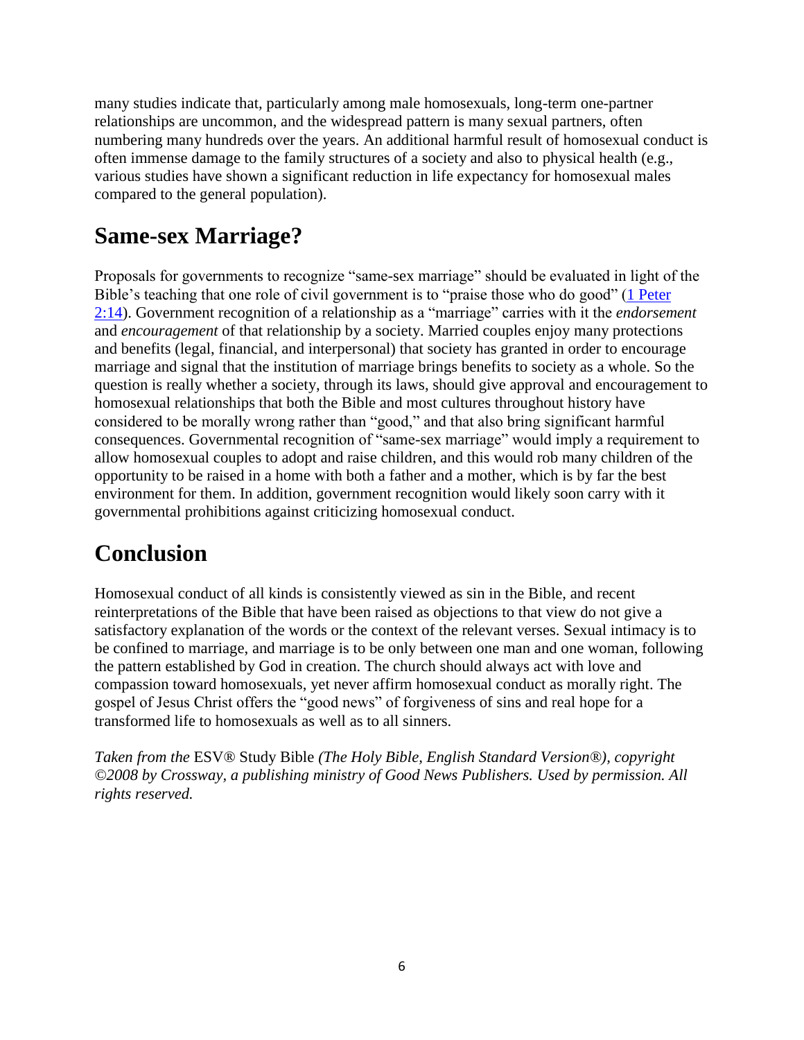many studies indicate that, particularly among male homosexuals, long-term one-partner relationships are uncommon, and the widespread pattern is many sexual partners, often numbering many hundreds over the years. An additional harmful result of homosexual conduct is often immense damage to the family structures of a society and also to physical health (e.g., various studies have shown a significant reduction in life expectancy for homosexual males compared to the general population).

## Same-sex Marriage?

Proposals for governments to recognize "same-sex marriage" should be evaluated in light of the Bible's teaching that one role of civil government is to "praise those who do good" ([1 Peter 2:14](#)). Government recognition of a relationship as a "marriage" carries with it the *endorsement* and *encouragement* of that relationship by a society. Married couples enjoy many protections and benefits (legal, financial, and interpersonal) that society has granted in order to encourage marriage and signal that the institution of marriage brings benefits to society as a whole. So the question is really whether a society, through its laws, should give approval and encouragement to homosexual relationships that both the Bible and most cultures throughout history have considered to be morally wrong rather than "good," and that also bring significant harmful consequences. Governmental recognition of "same-sex marriage" would imply a requirement to allow homosexual couples to adopt and raise children, and this would rob many children of the opportunity to be raised in a home with both a father and a mother, which is by far the best environment for them. In addition, government recognition would likely soon carry with it governmental prohibitions against criticizing homosexual conduct.

## Conclusion

Homosexual conduct of all kinds is consistently viewed as sin in the Bible, and recent reinterpretations of the Bible that have been raised as objections to that view do not give a satisfactory explanation of the words or the context of the relevant verses. Sexual intimacy is to be confined to marriage, and marriage is to be only between one man and one woman, following the pattern established by God in creation. The church should always act with love and compassion toward homosexuals, yet never affirm homosexual conduct as morally right. The gospel of Jesus Christ offers the "good news" of forgiveness of sins and real hope for a transformed life to homosexuals as well as to all sinners.

*Taken from the* ESV® Study Bible *(The Holy Bible, English Standard Version®), copyright ©2008 by Crossway, a publishing ministry of Good News Publishers. Used by permission. All rights reserved.*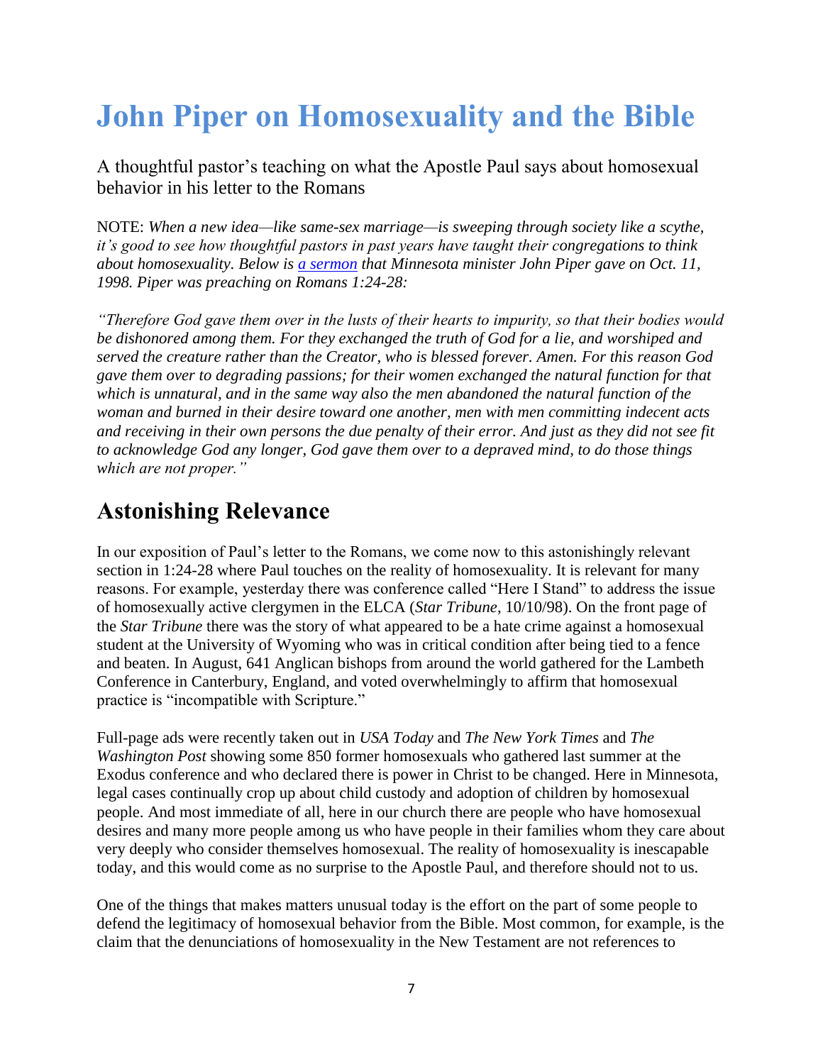# John Piper on Homosexuality and the Bible

A thoughtful pastor's teaching on what the Apostle Paul says about homosexual behavior in his letter to the Romans

NOTE: *When a new idea—like same-sex marriage—is sweeping through society like a scythe, it's good to see how thoughtful pastors in past years have taught their congregations to think about homosexuality. Below is [a sermon] that Minnesota minister John Piper gave on Oct. 11, 1998. Piper was preaching on Romans 1:24-28:*

*"Therefore God gave them over in the lusts of their hearts to impurity, so that their bodies would be dishonored among them. For they exchanged the truth of God for a lie, and worshiped and served the creature rather than the Creator, who is blessed forever. Amen. For this reason God gave them over to degrading passions; for their women exchanged the natural function for that which is unnatural, and in the same way also the men abandoned the natural function of the woman and burned in their desire toward one another, men with men committing indecent acts and receiving in their own persons the due penalty of their error. And just as they did not see fit to acknowledge God any longer, God gave them over to a depraved mind, to do those things which are not proper."*

## Astonishing Relevance

In our exposition of Paul's letter to the Romans, we come now to this astonishingly relevant section in 1:24-28 where Paul touches on the reality of homosexuality. It is relevant for many reasons. For example, yesterday there was conference called "Here I Stand" to address the issue of homosexually active clergymen in the ELCA (*Star Tribune*, 10/10/98). On the front page of the *Star Tribune* there was the story of what appeared to be a hate crime against a homosexual student at the University of Wyoming who was in critical condition after being tied to a fence and beaten. In August, 641 Anglican bishops from around the world gathered for the Lambeth Conference in Canterbury, England, and voted overwhelmingly to affirm that homosexual practice is "incompatible with Scripture."

Full-page ads were recently taken out in *USA Today* and *The New York Times* and *The Washington Post* showing some 850 former homosexuals who gathered last summer at the Exodus conference and who declared there is power in Christ to be changed. Here in Minnesota, legal cases continually crop up about child custody and adoption of children by homosexual people. And most immediate of all, here in our church there are people who have homosexual desires and many more people among us who have people in their families whom they care about very deeply who consider themselves homosexual. The reality of homosexuality is inescapable today, and this would come as no surprise to the Apostle Paul, and therefore should not to us.

One of the things that makes matters unusual today is the effort on the part of some people to defend the legitimacy of homosexual behavior from the Bible. Most common, for example, is the claim that the denunciations of homosexuality in the New Testament are not references to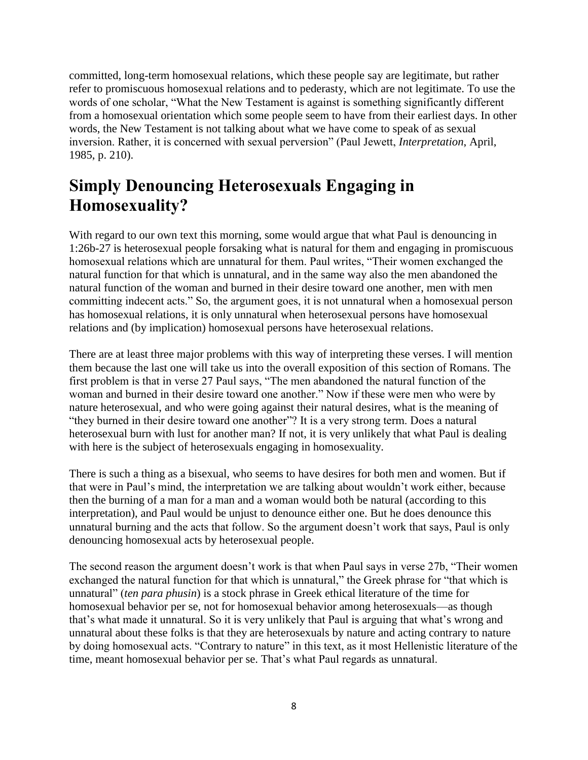committed, long-term homosexual relations, which these people say are legitimate, but rather refer to promiscuous homosexual relations and to pederasty, which are not legitimate. To use the words of one scholar, "What the New Testament is against is something significantly different from a homosexual orientation which some people seem to have from their earliest days. In other words, the New Testament is not talking about what we have come to speak of as sexual inversion. Rather, it is concerned with sexual perversion" (Paul Jewett, *Interpretation*, April, 1985, p. 210).

## Simply Denouncing Heterosexuals Engaging in Homosexuality?

With regard to our own text this morning, some would argue that what Paul is denouncing in 1:26b-27 is heterosexual people forsaking what is natural for them and engaging in promiscuous homosexual relations which are unnatural for them. Paul writes, "Their women exchanged the natural function for that which is unnatural, and in the same way also the men abandoned the natural function of the woman and burned in their desire toward one another, men with men committing indecent acts." So, the argument goes, it is not unnatural when a homosexual person has homosexual relations, it is only unnatural when heterosexual persons have homosexual relations and (by implication) homosexual persons have heterosexual relations.

There are at least three major problems with this way of interpreting these verses. I will mention them because the last one will take us into the overall exposition of this section of Romans. The first problem is that in verse 27 Paul says, "The men abandoned the natural function of the woman and burned in their desire toward one another." Now if these were men who were by nature heterosexual, and who were going against their natural desires, what is the meaning of "they burned in their desire toward one another"? It is a very strong term. Does a natural heterosexual burn with lust for another man? If not, it is very unlikely that what Paul is dealing with here is the subject of heterosexuals engaging in homosexuality.

There is such a thing as a bisexual, who seems to have desires for both men and women. But if that were in Paul's mind, the interpretation we are talking about wouldn't work either, because then the burning of a man for a man and a woman would both be natural (according to this interpretation), and Paul would be unjust to denounce either one. But he does denounce this unnatural burning and the acts that follow. So the argument doesn't work that says, Paul is only denouncing homosexual acts by heterosexual people.

The second reason the argument doesn't work is that when Paul says in verse 27b, "Their women exchanged the natural function for that which is unnatural," the Greek phrase for "that which is unnatural" (*ten para phusin*) is a stock phrase in Greek ethical literature of the time for homosexual behavior per se, not for homosexual behavior among heterosexuals—as though that's what made it unnatural. So it is very unlikely that Paul is arguing that what's wrong and unnatural about these folks is that they are heterosexuals by nature and acting contrary to nature by doing homosexual acts. "Contrary to nature" in this text, as it most Hellenistic literature of the time, meant homosexual behavior per se. That's what Paul regards as unnatural.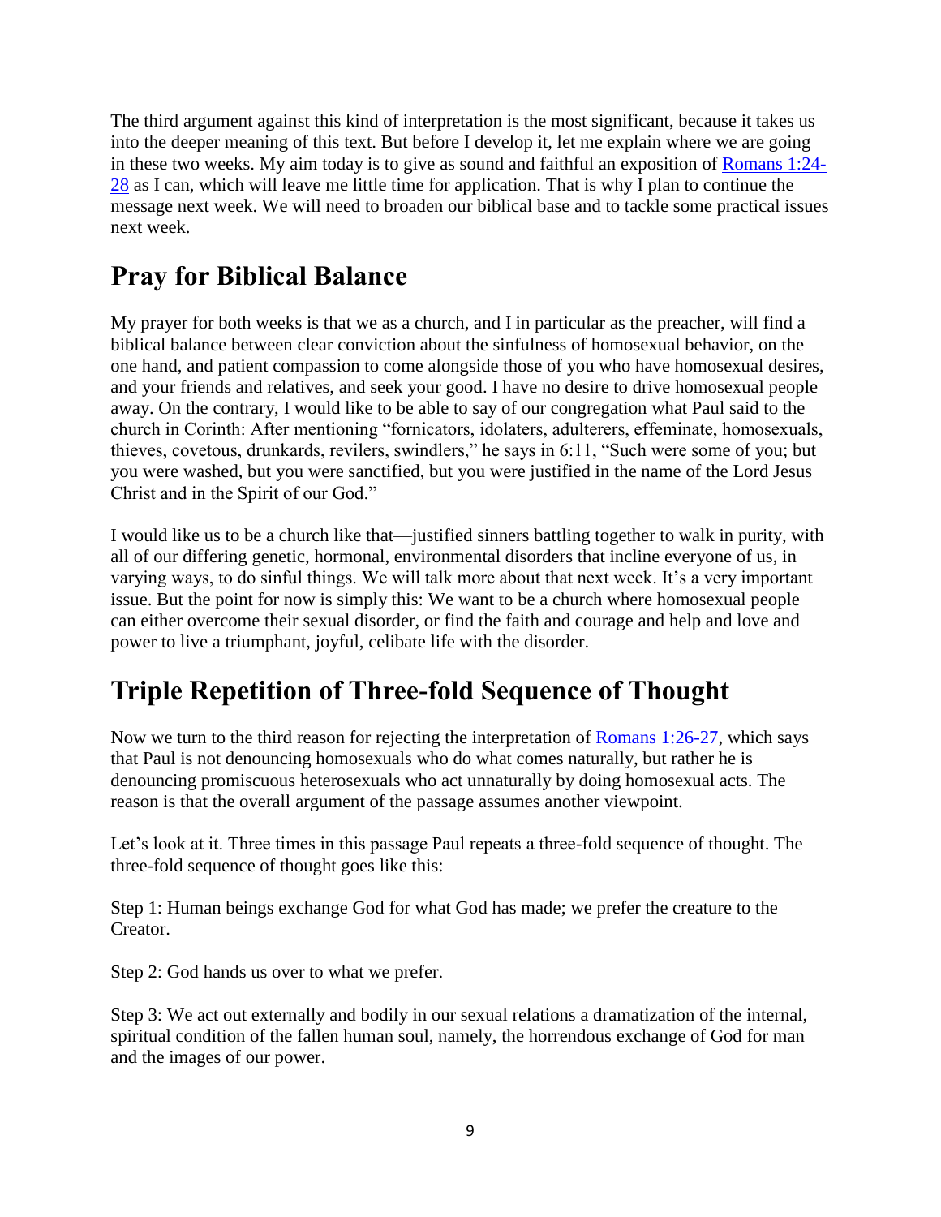The third argument against this kind of interpretation is the most significant, because it takes us into the deeper meaning of this text. But before I develop it, let me explain where we are going in these two weeks. My aim today is to give as sound and faithful an exposition of Romans 1:24-28 as I can, which will leave me little time for application. That is why I plan to continue the message next week. We will need to broaden our biblical base and to tackle some practical issues next week.

## Pray for Biblical Balance

My prayer for both weeks is that we as a church, and I in particular as the preacher, will find a biblical balance between clear conviction about the sinfulness of homosexual behavior, on the one hand, and patient compassion to come alongside those of you who have homosexual desires, and your friends and relatives, and seek your good. I have no desire to drive homosexual people away. On the contrary, I would like to be able to say of our congregation what Paul said to the church in Corinth: After mentioning "fornicators, idolaters, adulterers, effeminate, homosexuals, thieves, covetous, drunkards, revilers, swindlers," he says in 6:11, "Such were some of you; but you were washed, but you were sanctified, but you were justified in the name of the Lord Jesus Christ and in the Spirit of our God."

I would like us to be a church like that—justified sinners battling together to walk in purity, with all of our differing genetic, hormonal, environmental disorders that incline everyone of us, in varying ways, to do sinful things. We will talk more about that next week. It's a very important issue. But the point for now is simply this: We want to be a church where homosexual people can either overcome their sexual disorder, or find the faith and courage and help and love and power to live a triumphant, joyful, celibate life with the disorder.

## Triple Repetition of Three-fold Sequence of Thought

Now we turn to the third reason for rejecting the interpretation of Romans 1:26-27, which says that Paul is not denouncing homosexuals who do what comes naturally, but rather he is denouncing promiscuous heterosexuals who act unnaturally by doing homosexual acts. The reason is that the overall argument of the passage assumes another viewpoint.

Let's look at it. Three times in this passage Paul repeats a three-fold sequence of thought. The three-fold sequence of thought goes like this:

Step 1: Human beings exchange God for what God has made; we prefer the creature to the Creator.

Step 2: God hands us over to what we prefer.

Step 3: We act out externally and bodily in our sexual relations a dramatization of the internal, spiritual condition of the fallen human soul, namely, the horrendous exchange of God for man and the images of our power.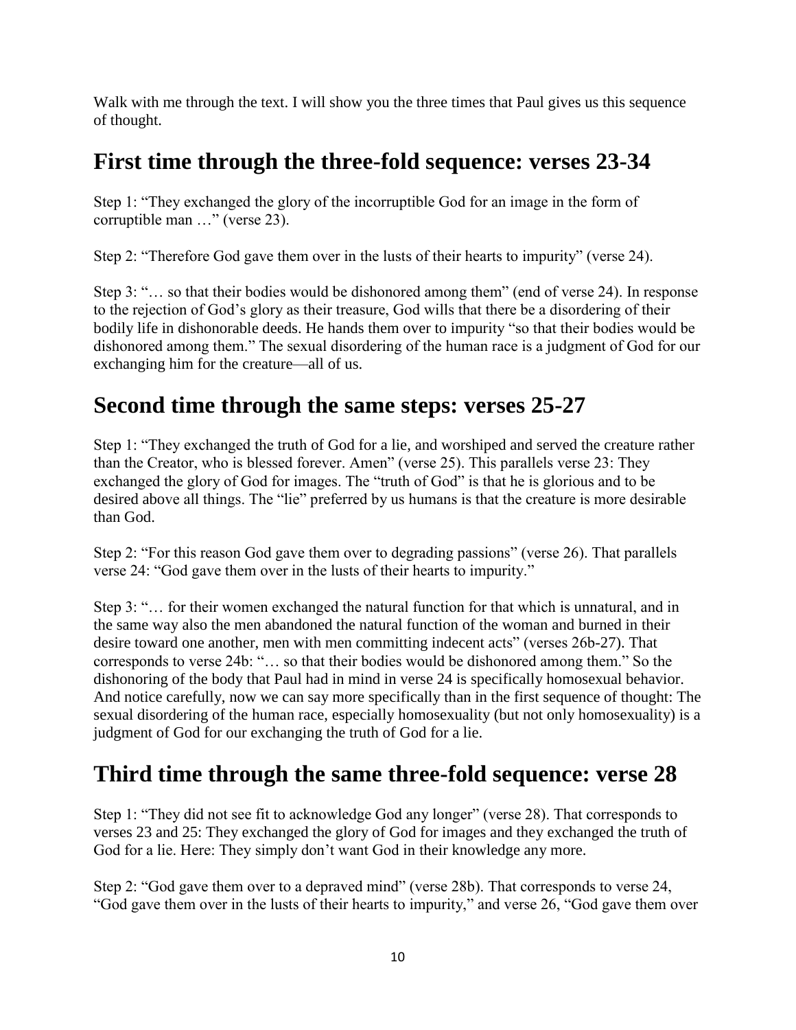Walk with me through the text. I will show you the three times that Paul gives us this sequence of thought.

## First time through the three-fold sequence: verses 23-34

Step 1: "They exchanged the glory of the incorruptible God for an image in the form of corruptible man …" (verse 23).

Step 2: "Therefore God gave them over in the lusts of their hearts to impurity" (verse 24).

Step 3: "… so that their bodies would be dishonored among them" (end of verse 24). In response to the rejection of God's glory as their treasure, God wills that there be a disordering of their bodily life in dishonorable deeds. He hands them over to impurity "so that their bodies would be dishonored among them." The sexual disordering of the human race is a judgment of God for our exchanging him for the creature—all of us.

## Second time through the same steps: verses 25-27

Step 1: "They exchanged the truth of God for a lie, and worshiped and served the creature rather than the Creator, who is blessed forever. Amen" (verse 25). This parallels verse 23: They exchanged the glory of God for images. The "truth of God" is that he is glorious and to be desired above all things. The "lie" preferred by us humans is that the creature is more desirable than God.

Step 2: "For this reason God gave them over to degrading passions" (verse 26). That parallels verse 24: "God gave them over in the lusts of their hearts to impurity."

Step 3: "… for their women exchanged the natural function for that which is unnatural, and in the same way also the men abandoned the natural function of the woman and burned in their desire toward one another, men with men committing indecent acts" (verses 26b-27). That corresponds to verse 24b: "… so that their bodies would be dishonored among them." So the dishonoring of the body that Paul had in mind in verse 24 is specifically homosexual behavior. And notice carefully, now we can say more specifically than in the first sequence of thought: The sexual disordering of the human race, especially homosexuality (but not only homosexuality) is a judgment of God for our exchanging the truth of God for a lie.

## Third time through the same three-fold sequence: verse 28

Step 1: "They did not see fit to acknowledge God any longer" (verse 28). That corresponds to verses 23 and 25: They exchanged the glory of God for images and they exchanged the truth of God for a lie. Here: They simply don't want God in their knowledge any more.

Step 2: "God gave them over to a depraved mind" (verse 28b). That corresponds to verse 24, "God gave them over in the lusts of their hearts to impurity," and verse 26, "God gave them over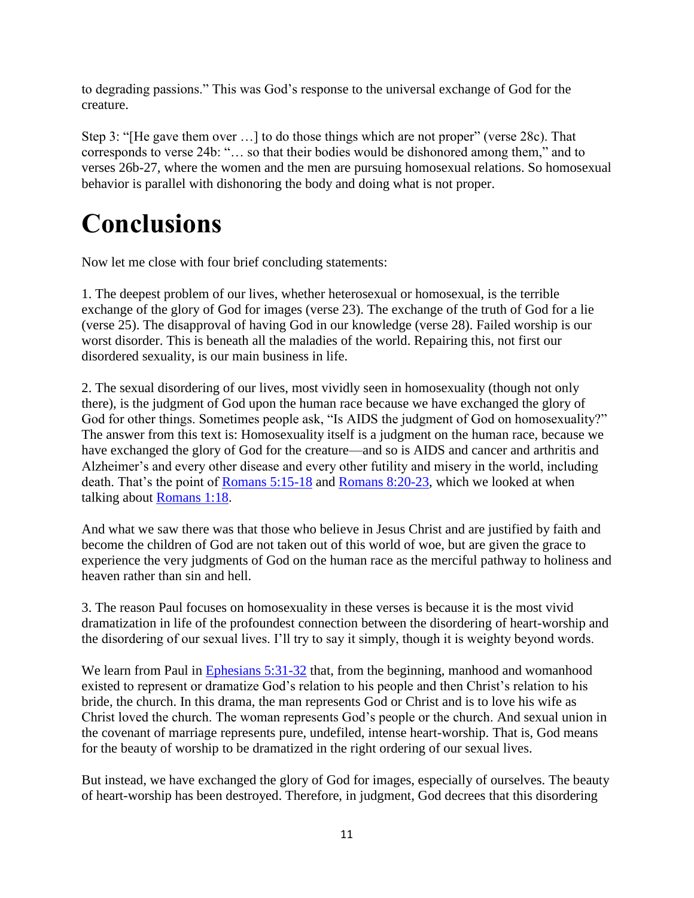to degrading passions." This was God's response to the universal exchange of God for the creature.

Step 3: "[He gave them over …] to do those things which are not proper" (verse 28c). That corresponds to verse 24b: "… so that their bodies would be dishonored among them," and to verses 26b-27, where the women and the men are pursuing homosexual relations. So homosexual behavior is parallel with dishonoring the body and doing what is not proper.

# Conclusions

Now let me close with four brief concluding statements:

1. The deepest problem of our lives, whether heterosexual or homosexual, is the terrible exchange of the glory of God for images (verse 23). The exchange of the truth of God for a lie (verse 25). The disapproval of having God in our knowledge (verse 28). Failed worship is our worst disorder. This is beneath all the maladies of the world. Repairing this, not first our disordered sexuality, is our main business in life.

2. The sexual disordering of our lives, most vividly seen in homosexuality (though not only there), is the judgment of God upon the human race because we have exchanged the glory of God for other things. Sometimes people ask, "Is AIDS the judgment of God on homosexuality?" The answer from this text is: Homosexuality itself is a judgment on the human race, because we have exchanged the glory of God for the creature—and so is AIDS and cancer and arthritis and Alzheimer's and every other disease and every other futility and misery in the world, including death. That's the point of Romans 5:15-18 and Romans 8:20-23, which we looked at when talking about Romans 1:18.

And what we saw there was that those who believe in Jesus Christ and are justified by faith and become the children of God are not taken out of this world of woe, but are given the grace to experience the very judgments of God on the human race as the merciful pathway to holiness and heaven rather than sin and hell.

3. The reason Paul focuses on homosexuality in these verses is because it is the most vivid dramatization in life of the profoundest connection between the disordering of heart-worship and the disordering of our sexual lives. I'll try to say it simply, though it is weighty beyond words.

We learn from Paul in Ephesians 5:31-32 that, from the beginning, manhood and womanhood existed to represent or dramatize God's relation to his people and then Christ's relation to his bride, the church. In this drama, the man represents God or Christ and is to love his wife as Christ loved the church. The woman represents God's people or the church. And sexual union in the covenant of marriage represents pure, undefiled, intense heart-worship. That is, God means for the beauty of worship to be dramatized in the right ordering of our sexual lives.

But instead, we have exchanged the glory of God for images, especially of ourselves. The beauty of heart-worship has been destroyed. Therefore, in judgment, God decrees that this disordering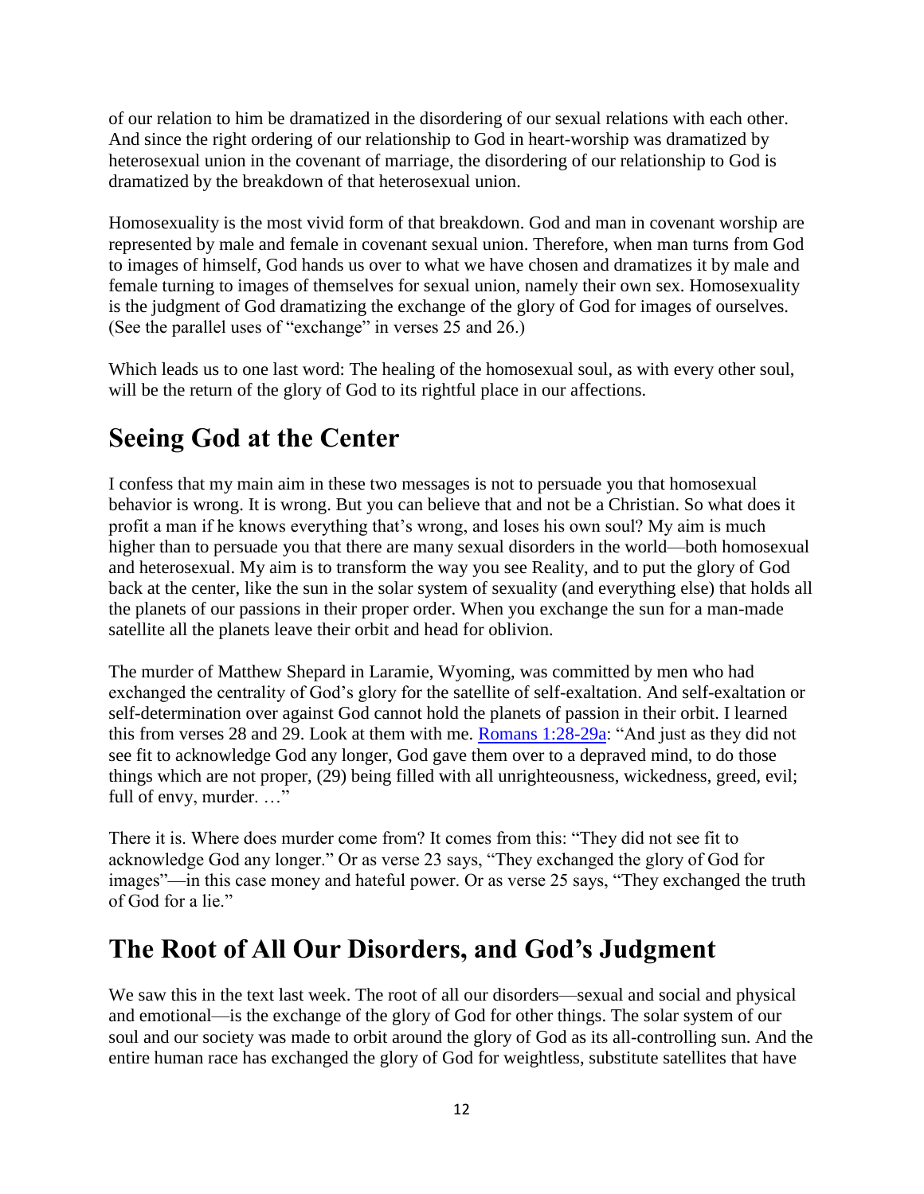of our relation to him be dramatized in the disordering of our sexual relations with each other. And since the right ordering of our relationship to God in heart-worship was dramatized by heterosexual union in the covenant of marriage, the disordering of our relationship to God is dramatized by the breakdown of that heterosexual union.

Homosexuality is the most vivid form of that breakdown. God and man in covenant worship are represented by male and female in covenant sexual union. Therefore, when man turns from God to images of himself, God hands us over to what we have chosen and dramatizes it by male and female turning to images of themselves for sexual union, namely their own sex. Homosexuality is the judgment of God dramatizing the exchange of the glory of God for images of ourselves. (See the parallel uses of "exchange" in verses 25 and 26.)

Which leads us to one last word: The healing of the homosexual soul, as with every other soul, will be the return of the glory of God to its rightful place in our affections.

## Seeing God at the Center

I confess that my main aim in these two messages is not to persuade you that homosexual behavior is wrong. It is wrong. But you can believe that and not be a Christian. So what does it profit a man if he knows everything that's wrong, and loses his own soul? My aim is much higher than to persuade you that there are many sexual disorders in the world—both homosexual and heterosexual. My aim is to transform the way you see Reality, and to put the glory of God back at the center, like the sun in the solar system of sexuality (and everything else) that holds all the planets of our passions in their proper order. When you exchange the sun for a man-made satellite all the planets leave their orbit and head for oblivion.

The murder of Matthew Shepard in Laramie, Wyoming, was committed by men who had exchanged the centrality of God's glory for the satellite of self-exaltation. And self-exaltation or self-determination over against God cannot hold the planets of passion in their orbit. I learned this from verses 28 and 29. Look at them with me. Romans 1:28-29a: "And just as they did not see fit to acknowledge God any longer, God gave them over to a depraved mind, to do those things which are not proper, (29) being filled with all unrighteousness, wickedness, greed, evil; full of envy, murder. …"

There it is. Where does murder come from? It comes from this: "They did not see fit to acknowledge God any longer." Or as verse 23 says, "They exchanged the glory of God for images"—in this case money and hateful power. Or as verse 25 says, "They exchanged the truth of God for a lie."

## The Root of All Our Disorders, and God's Judgment

We saw this in the text last week. The root of all our disorders—sexual and social and physical and emotional—is the exchange of the glory of God for other things. The solar system of our soul and our society was made to orbit around the glory of God as its all-controlling sun. And the entire human race has exchanged the glory of God for weightless, substitute satellites that have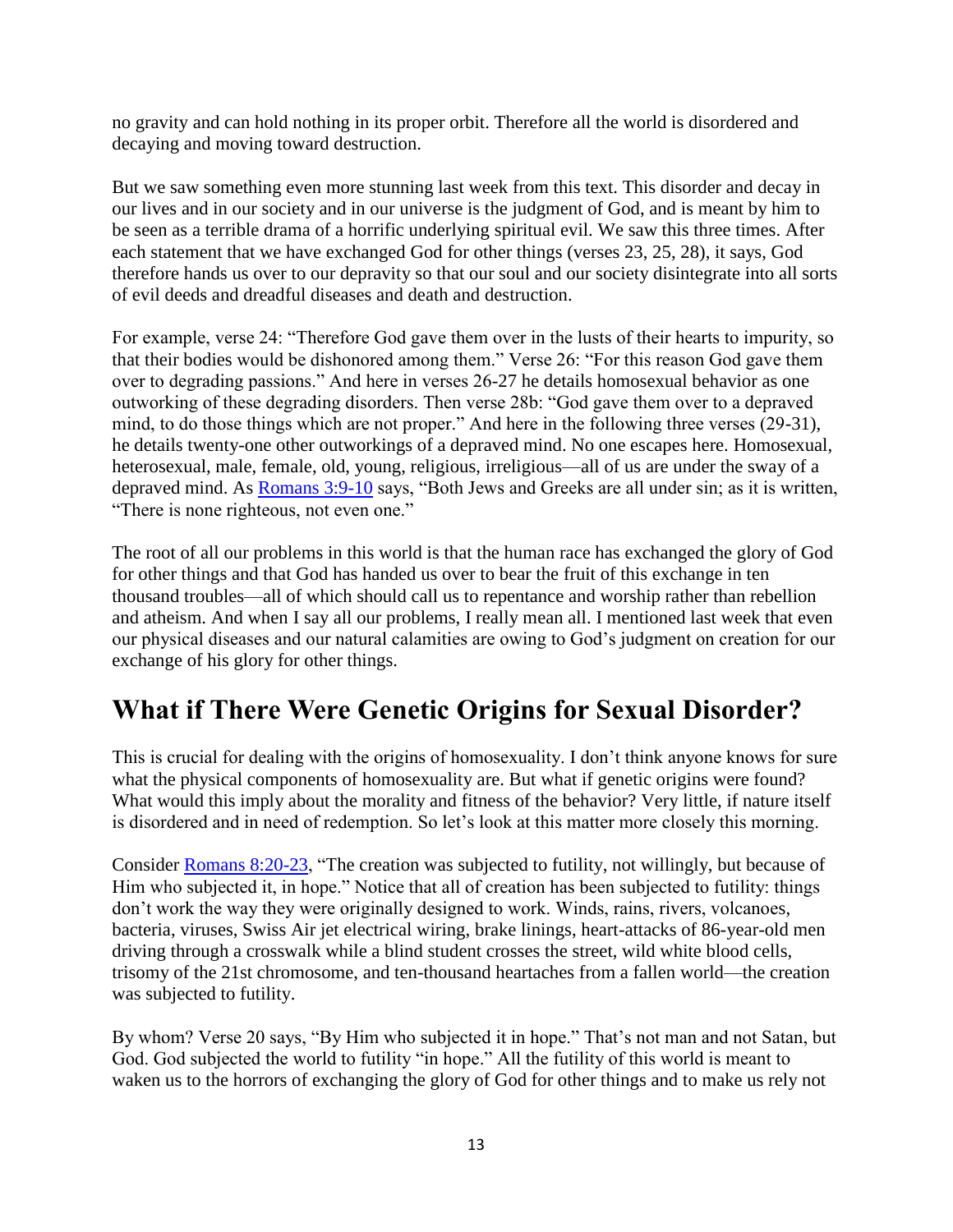no gravity and can hold nothing in its proper orbit. Therefore all the world is disordered and decaying and moving toward destruction.

But we saw something even more stunning last week from this text. This disorder and decay in our lives and in our society and in our universe is the judgment of God, and is meant by him to be seen as a terrible drama of a horrific underlying spiritual evil. We saw this three times. After each statement that we have exchanged God for other things (verses 23, 25, 28), it says, God therefore hands us over to our depravity so that our soul and our society disintegrate into all sorts of evil deeds and dreadful diseases and death and destruction.

For example, verse 24: "Therefore God gave them over in the lusts of their hearts to impurity, so that their bodies would be dishonored among them." Verse 26: "For this reason God gave them over to degrading passions." And here in verses 26-27 he details homosexual behavior as one outworking of these degrading disorders. Then verse 28b: "God gave them over to a depraved mind, to do those things which are not proper." And here in the following three verses (29-31), he details twenty-one other outworkings of a depraved mind. No one escapes here. Homosexual, heterosexual, male, female, old, young, religious, irreligious—all of us are under the sway of a depraved mind. As [Romans 3:9-10] says, "Both Jews and Greeks are all under sin; as it is written, "There is none righteous, not even one."

The root of all our problems in this world is that the human race has exchanged the glory of God for other things and that God has handed us over to bear the fruit of this exchange in ten thousand troubles—all of which should call us to repentance and worship rather than rebellion and atheism. And when I say all our problems, I really mean all. I mentioned last week that even our physical diseases and our natural calamities are owing to God's judgment on creation for our exchange of his glory for other things.

## What if There Were Genetic Origins for Sexual Disorder?

This is crucial for dealing with the origins of homosexuality. I don't think anyone knows for sure what the physical components of homosexuality are. But what if genetic origins were found? What would this imply about the morality and fitness of the behavior? Very little, if nature itself is disordered and in need of redemption. So let's look at this matter more closely this morning.

Consider [Romans 8:20-23], "The creation was subjected to futility, not willingly, but because of Him who subjected it, in hope." Notice that all of creation has been subjected to futility: things don't work the way they were originally designed to work. Winds, rains, rivers, volcanoes, bacteria, viruses, Swiss Air jet electrical wiring, brake linings, heart-attacks of 86-year-old men driving through a crosswalk while a blind student crosses the street, wild white blood cells, trisomy of the 21st chromosome, and ten-thousand heartaches from a fallen world—the creation was subjected to futility.

By whom? Verse 20 says, "By Him who subjected it in hope." That's not man and not Satan, but God. God subjected the world to futility "in hope." All the futility of this world is meant to waken us to the horrors of exchanging the glory of God for other things and to make us rely not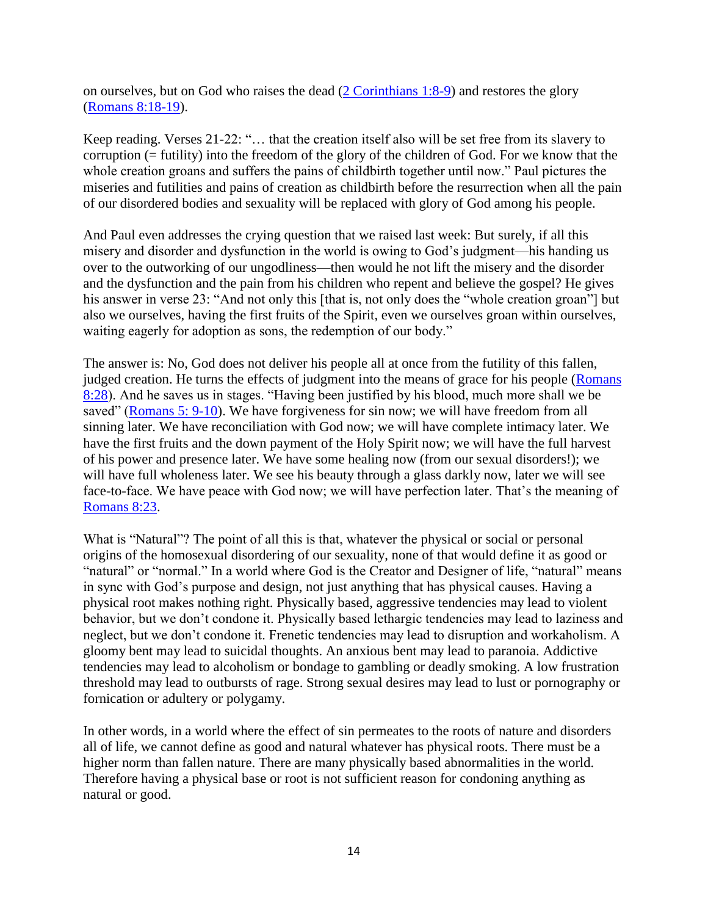on ourselves, but on God who raises the dead (2 Corinthians 1:8-9) and restores the glory (Romans 8:18-19).

Keep reading. Verses 21-22: "… that the creation itself also will be set free from its slavery to corruption (= futility) into the freedom of the glory of the children of God. For we know that the whole creation groans and suffers the pains of childbirth together until now." Paul pictures the miseries and futilities and pains of creation as childbirth before the resurrection when all the pain of our disordered bodies and sexuality will be replaced with glory of God among his people.

And Paul even addresses the crying question that we raised last week: But surely, if all this misery and disorder and dysfunction in the world is owing to God's judgment—his handing us over to the outworking of our ungodliness—then would he not lift the misery and the disorder and the dysfunction and the pain from his children who repent and believe the gospel? He gives his answer in verse 23: "And not only this [that is, not only does the "whole creation groan"] but also we ourselves, having the first fruits of the Spirit, even we ourselves groan within ourselves, waiting eagerly for adoption as sons, the redemption of our body."

The answer is: No, God does not deliver his people all at once from the futility of this fallen, judged creation. He turns the effects of judgment into the means of grace for his people (Romans 8:28). And he saves us in stages. "Having been justified by his blood, much more shall we be saved" (Romans 5: 9-10). We have forgiveness for sin now; we will have freedom from all sinning later. We have reconciliation with God now; we will have complete intimacy later. We have the first fruits and the down payment of the Holy Spirit now; we will have the full harvest of his power and presence later. We have some healing now (from our sexual disorders!); we will have full wholeness later. We see his beauty through a glass darkly now, later we will see face-to-face. We have peace with God now; we will have perfection later. That's the meaning of Romans 8:23.

What is "Natural"? The point of all this is that, whatever the physical or social or personal origins of the homosexual disordering of our sexuality, none of that would define it as good or "natural" or "normal." In a world where God is the Creator and Designer of life, "natural" means in sync with God's purpose and design, not just anything that has physical causes. Having a physical root makes nothing right. Physically based, aggressive tendencies may lead to violent behavior, but we don't condone it. Physically based lethargic tendencies may lead to laziness and neglect, but we don't condone it. Frenetic tendencies may lead to disruption and workaholism. A gloomy bent may lead to suicidal thoughts. An anxious bent may lead to paranoia. Addictive tendencies may lead to alcoholism or bondage to gambling or deadly smoking. A low frustration threshold may lead to outbursts of rage. Strong sexual desires may lead to lust or pornography or fornication or adultery or polygamy.

In other words, in a world where the effect of sin permeates to the roots of nature and disorders all of life, we cannot define as good and natural whatever has physical roots. There must be a higher norm than fallen nature. There are many physically based abnormalities in the world. Therefore having a physical base or root is not sufficient reason for condoning anything as natural or good.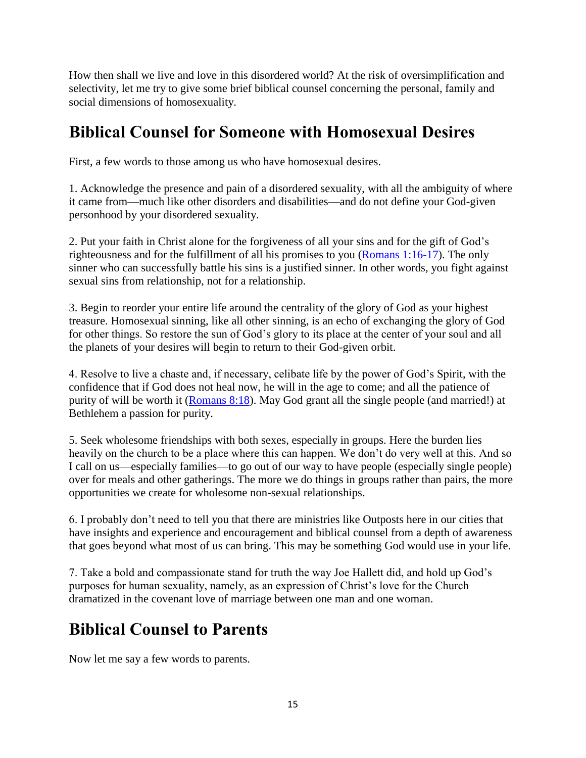How then shall we live and love in this disordered world? At the risk of oversimplification and selectivity, let me try to give some brief biblical counsel concerning the personal, family and social dimensions of homosexuality.

## Biblical Counsel for Someone with Homosexual Desires

First, a few words to those among us who have homosexual desires.

1. Acknowledge the presence and pain of a disordered sexuality, with all the ambiguity of where it came from—much like other disorders and disabilities—and do not define your God-given personhood by your disordered sexuality.

2. Put your faith in Christ alone for the forgiveness of all your sins and for the gift of God's righteousness and for the fulfillment of all his promises to you (Romans 1:16-17). The only sinner who can successfully battle his sins is a justified sinner. In other words, you fight against sexual sins from relationship, not for a relationship.

3. Begin to reorder your entire life around the centrality of the glory of God as your highest treasure. Homosexual sinning, like all other sinning, is an echo of exchanging the glory of God for other things. So restore the sun of God's glory to its place at the center of your soul and all the planets of your desires will begin to return to their God-given orbit.

4. Resolve to live a chaste and, if necessary, celibate life by the power of God's Spirit, with the confidence that if God does not heal now, he will in the age to come; and all the patience of purity of will be worth it (Romans 8:18). May God grant all the single people (and married!) at Bethlehem a passion for purity.

5. Seek wholesome friendships with both sexes, especially in groups. Here the burden lies heavily on the church to be a place where this can happen. We don't do very well at this. And so I call on us—especially families—to go out of our way to have people (especially single people) over for meals and other gatherings. The more we do things in groups rather than pairs, the more opportunities we create for wholesome non-sexual relationships.

6. I probably don't need to tell you that there are ministries like Outposts here in our cities that have insights and experience and encouragement and biblical counsel from a depth of awareness that goes beyond what most of us can bring. This may be something God would use in your life.

7. Take a bold and compassionate stand for truth the way Joe Hallett did, and hold up God's purposes for human sexuality, namely, as an expression of Christ's love for the Church dramatized in the covenant love of marriage between one man and one woman.

## Biblical Counsel to Parents

Now let me say a few words to parents.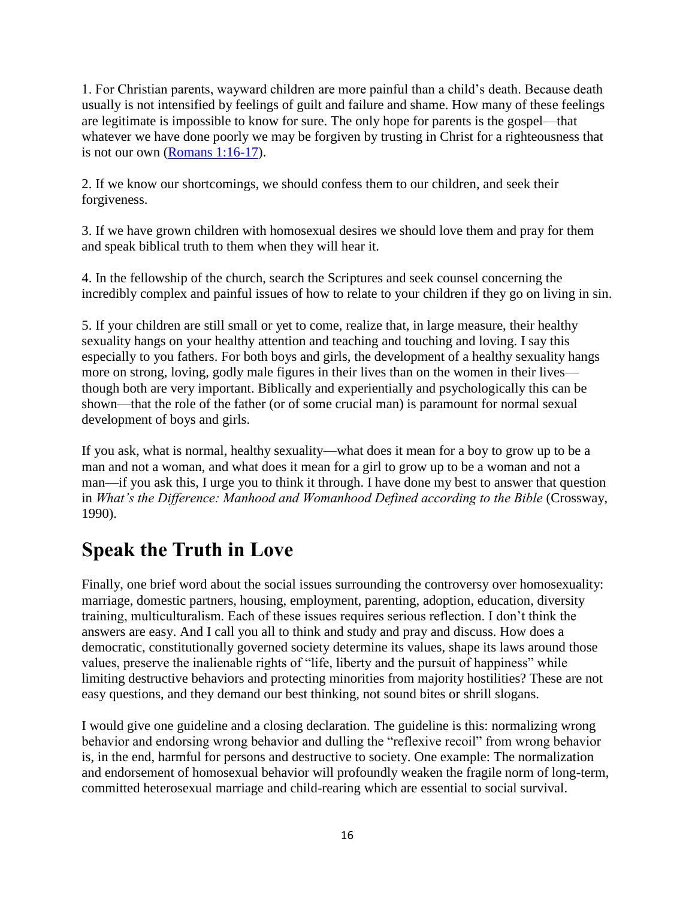1. For Christian parents, wayward children are more painful than a child's death. Because death usually is not intensified by feelings of guilt and failure and shame. How many of these feelings are legitimate is impossible to know for sure. The only hope for parents is the gospel—that whatever we have done poorly we may be forgiven by trusting in Christ for a righteousness that is not our own ([Romans 1:16-17]).

2. If we know our shortcomings, we should confess them to our children, and seek their forgiveness.

3. If we have grown children with homosexual desires we should love them and pray for them and speak biblical truth to them when they will hear it.

4. In the fellowship of the church, search the Scriptures and seek counsel concerning the incredibly complex and painful issues of how to relate to your children if they go on living in sin.

5. If your children are still small or yet to come, realize that, in large measure, their healthy sexuality hangs on your healthy attention and teaching and touching and loving. I say this especially to you fathers. For both boys and girls, the development of a healthy sexuality hangs more on strong, loving, godly male figures in their lives than on the women in their lives—though both are very important. Biblically and experientially and psychologically this can be shown—that the role of the father (or of some crucial man) is paramount for normal sexual development of boys and girls.

If you ask, what is normal, healthy sexuality—what does it mean for a boy to grow up to be a man and not a woman, and what does it mean for a girl to grow up to be a woman and not a man—if you ask this, I urge you to think it through. I have done my best to answer that question in *What's the Difference: Manhood and Womanhood Defined according to the Bible* (Crossway, 1990).

## Speak the Truth in Love

Finally, one brief word about the social issues surrounding the controversy over homosexuality: marriage, domestic partners, housing, employment, parenting, adoption, education, diversity training, multiculturalism. Each of these issues requires serious reflection. I don't think the answers are easy. And I call you all to think and study and pray and discuss. How does a democratic, constitutionally governed society determine its values, shape its laws around those values, preserve the inalienable rights of "life, liberty and the pursuit of happiness" while limiting destructive behaviors and protecting minorities from majority hostilities? These are not easy questions, and they demand our best thinking, not sound bites or shrill slogans.

I would give one guideline and a closing declaration. The guideline is this: normalizing wrong behavior and endorsing wrong behavior and dulling the "reflexive recoil" from wrong behavior is, in the end, harmful for persons and destructive to society. One example: The normalization and endorsement of homosexual behavior will profoundly weaken the fragile norm of long-term, committed heterosexual marriage and child-rearing which are essential to social survival.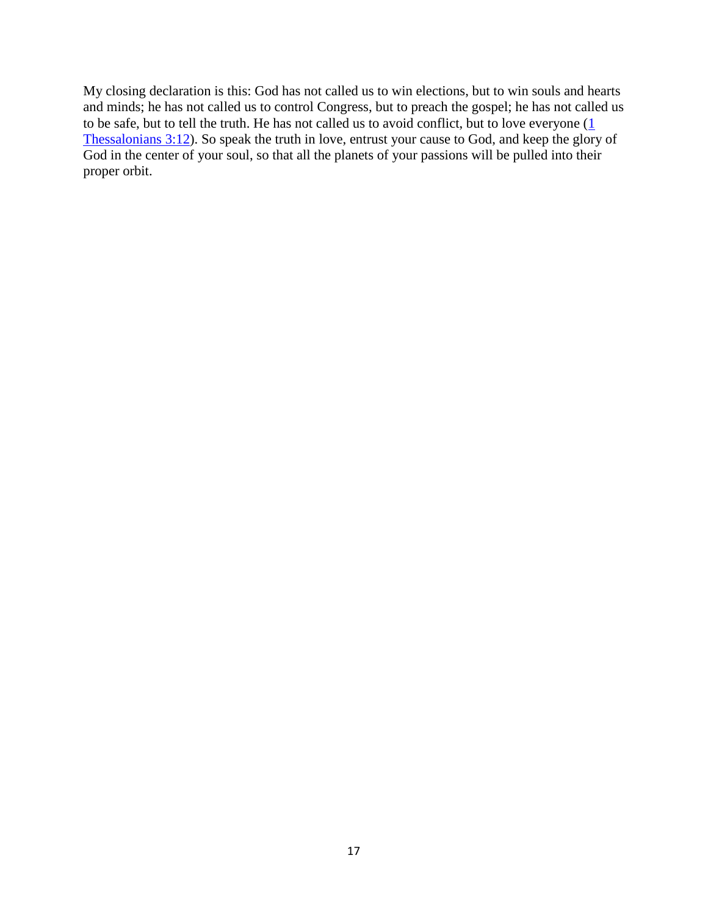My closing declaration is this: God has not called us to win elections, but to win souls and hearts and minds; he has not called us to control Congress, but to preach the gospel; he has not called us to be safe, but to tell the truth. He has not called us to avoid conflict, but to love everyone (1 Thessalonians 3:12). So speak the truth in love, entrust your cause to God, and keep the glory of God in the center of your soul, so that all the planets of your passions will be pulled into their proper orbit.